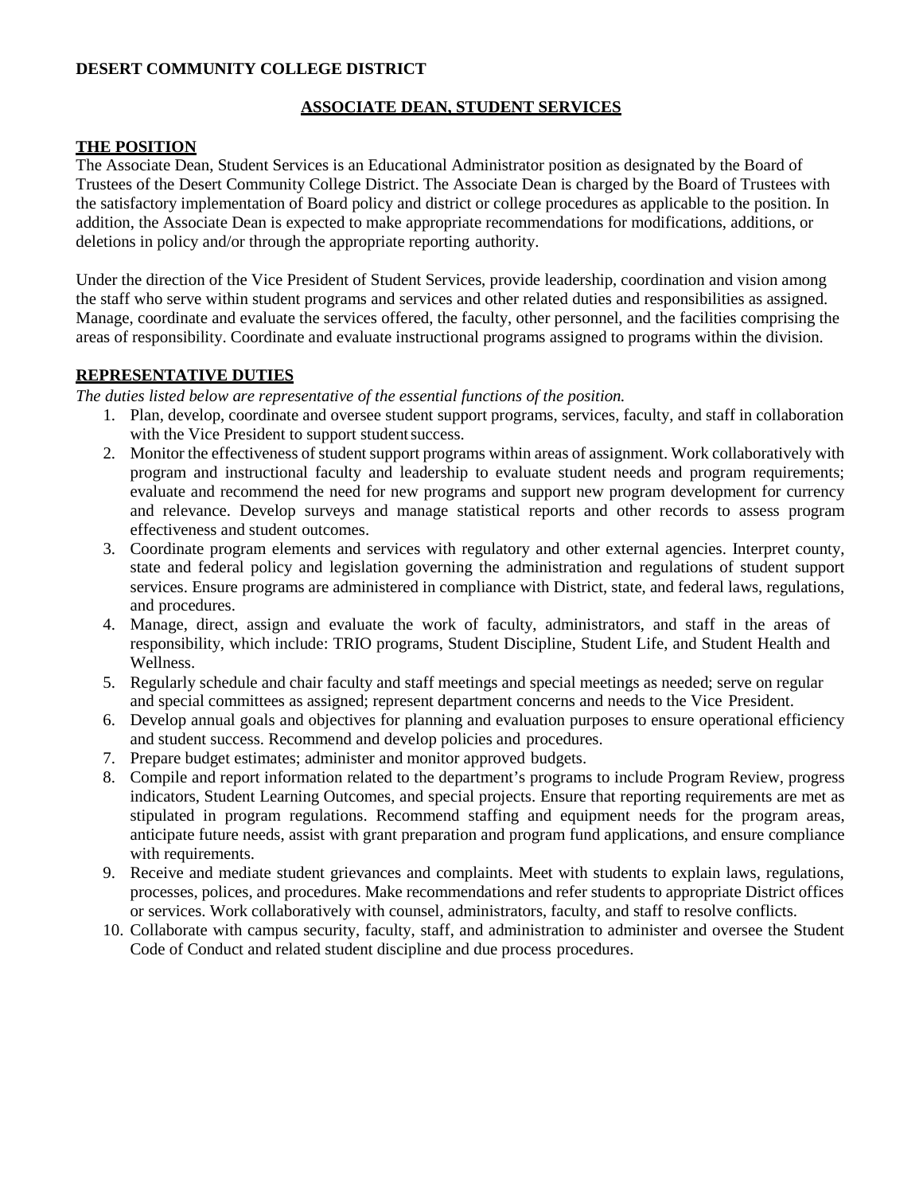**DESERT COMMUNITY COLLEGE DISTRICT**

# ASSOCIATE DEAN, STUDENT SERVICES

## THE POSITION

The Associate Dean, Student Services is an Educational Administrator position as designated by the Board of Trustees of the Desert Community College District. The Associate Dean is charged by the Board of Trustees with the satisfactory implementation of Board policy and district or college procedures as applicable to the position. In addition, the Associate Dean is expected to make appropriate recommendations for modifications, additions, or deletions in policy and/or through the appropriate reporting authority.

Under the direction of the Vice President of Student Services, provide leadership, coordination and vision among the staff who serve within student programs and services and other related duties and responsibilities as assigned. Manage, coordinate and evaluate the services offered, the faculty, other personnel, and the facilities comprising the areas of responsibility. Coordinate and evaluate instructional programs assigned to programs within the division.

## REPRESENTATIVE DUTIES

*The duties listed below are representative of the essential functions of the position.*

1. Plan, develop, coordinate and oversee student support programs, services, faculty, and staff in collaboration with the Vice President to support student success.
2. Monitor the effectiveness of student support programs within areas of assignment. Work collaboratively with program and instructional faculty and leadership to evaluate student needs and program requirements; evaluate and recommend the need for new programs and support new program development for currency and relevance. Develop surveys and manage statistical reports and other records to assess program effectiveness and student outcomes.
3. Coordinate program elements and services with regulatory and other external agencies. Interpret county, state and federal policy and legislation governing the administration and regulations of student support services. Ensure programs are administered in compliance with District, state, and federal laws, regulations, and procedures.
4. Manage, direct, assign and evaluate the work of faculty, administrators, and staff in the areas of responsibility, which include: TRIO programs, Student Discipline, Student Life, and Student Health and Wellness.
5. Regularly schedule and chair faculty and staff meetings and special meetings as needed; serve on regular and special committees as assigned; represent department concerns and needs to the Vice President.
6. Develop annual goals and objectives for planning and evaluation purposes to ensure operational efficiency and student success. Recommend and develop policies and procedures.
7. Prepare budget estimates; administer and monitor approved budgets.
8. Compile and report information related to the department's programs to include Program Review, progress indicators, Student Learning Outcomes, and special projects. Ensure that reporting requirements are met as stipulated in program regulations. Recommend staffing and equipment needs for the program areas, anticipate future needs, assist with grant preparation and program fund applications, and ensure compliance with requirements.
9. Receive and mediate student grievances and complaints. Meet with students to explain laws, regulations, processes, polices, and procedures. Make recommendations and refer students to appropriate District offices or services. Work collaboratively with counsel, administrators, faculty, and staff to resolve conflicts.
10. Collaborate with campus security, faculty, staff, and administration to administer and oversee the Student Code of Conduct and related student discipline and due process procedures.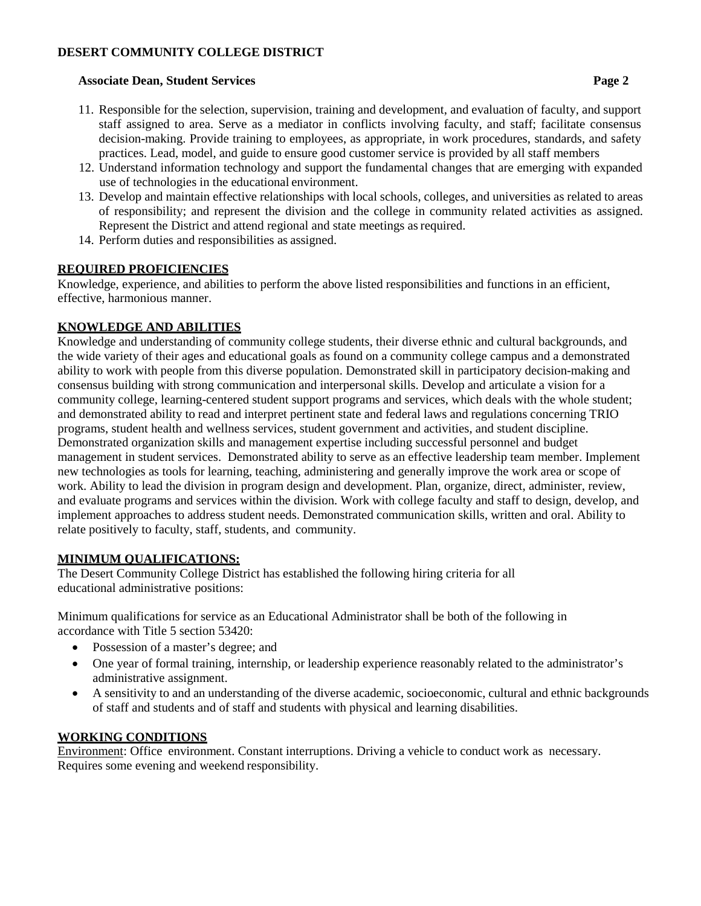11. Responsible for the selection, supervision, training and development, and evaluation of faculty, and support staff assigned to area. Serve as a mediator in conflicts involving faculty, and staff; facilitate consensus decision-making. Provide training to employees, as appropriate, in work procedures, standards, and safety practices. Lead, model, and guide to ensure good customer service is provided by all staff members
12. Understand information technology and support the fundamental changes that are emerging with expanded use of technologies in the educational environment.
13. Develop and maintain effective relationships with local schools, colleges, and universities as related to areas of responsibility; and represent the division and the college in community related activities as assigned. Represent the District and attend regional and state meetings as required.
14. Perform duties and responsibilities as assigned.

## REQUIRED PROFICIENCIES

Knowledge, experience, and abilities to perform the above listed responsibilities and functions in an efficient, effective, harmonious manner.

## KNOWLEDGE AND ABILITIES

Knowledge and understanding of community college students, their diverse ethnic and cultural backgrounds, and the wide variety of their ages and educational goals as found on a community college campus and a demonstrated ability to work with people from this diverse population. Demonstrated skill in participatory decision-making and consensus building with strong communication and interpersonal skills. Develop and articulate a vision for a community college, learning-centered student support programs and services, which deals with the whole student; and demonstrated ability to read and interpret pertinent state and federal laws and regulations concerning TRIO programs, student health and wellness services, student government and activities, and student discipline. Demonstrated organization skills and management expertise including successful personnel and budget management in student services. Demonstrated ability to serve as an effective leadership team member. Implement new technologies as tools for learning, teaching, administering and generally improve the work area or scope of work. Ability to lead the division in program design and development. Plan, organize, direct, administer, review, and evaluate programs and services within the division. Work with college faculty and staff to design, develop, and implement approaches to address student needs. Demonstrated communication skills, written and oral. Ability to relate positively to faculty, staff, students, and community.

## MINIMUM QUALIFICATIONS:

The Desert Community College District has established the following hiring criteria for all educational administrative positions:

Minimum qualifications for service as an Educational Administrator shall be both of the following in accordance with Title 5 section 53420:

- Possession of a master's degree; and
- One year of formal training, internship, or leadership experience reasonably related to the administrator's administrative assignment.
- A sensitivity to and an understanding of the diverse academic, socioeconomic, cultural and ethnic backgrounds of staff and students and of staff and students with physical and learning disabilities.

## WORKING CONDITIONS

Environment: Office environment. Constant interruptions. Driving a vehicle to conduct work as necessary. Requires some evening and weekend responsibility.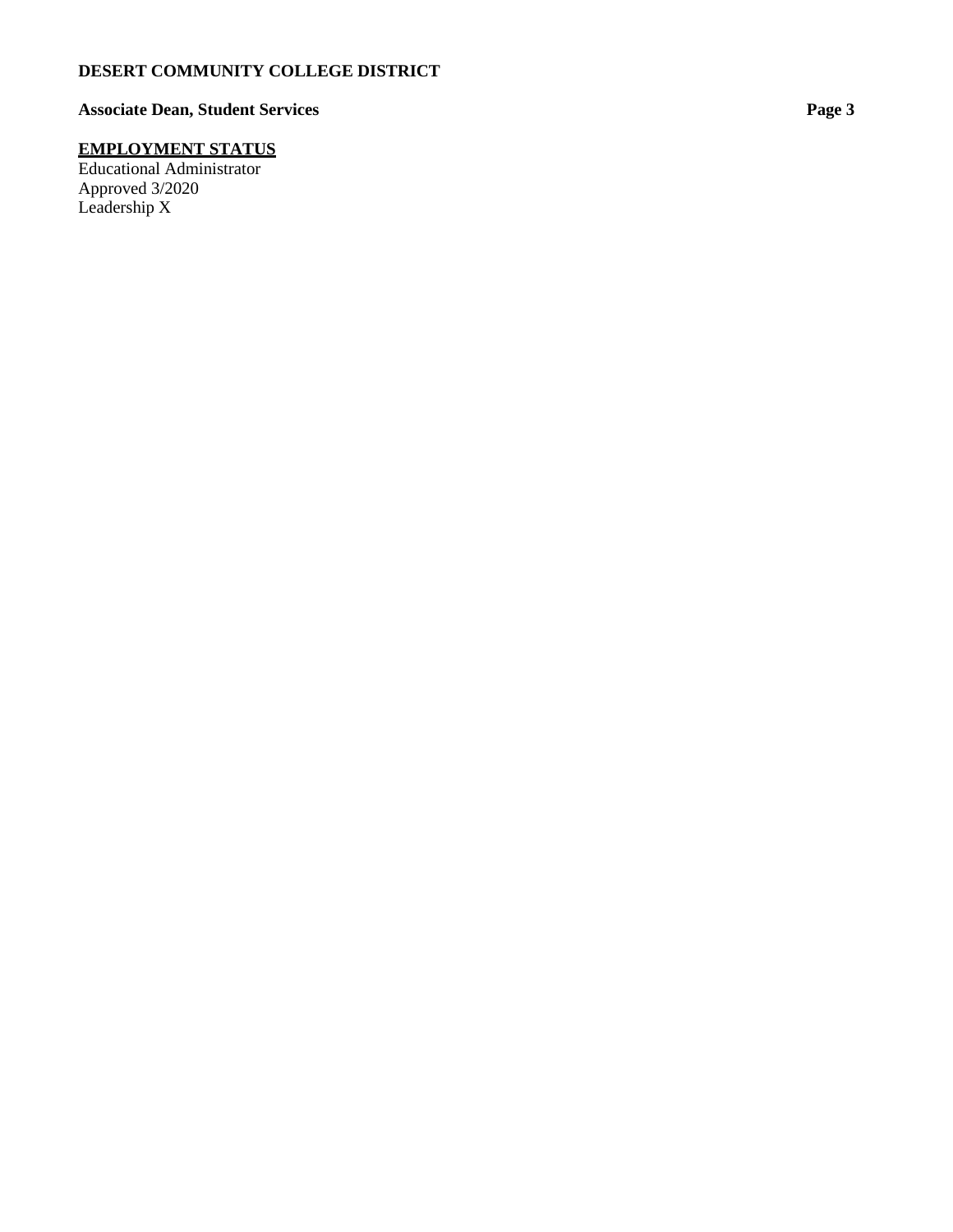## EMPLOYMENT STATUS

Educational Administrator
Approved 3/2020
Leadership X